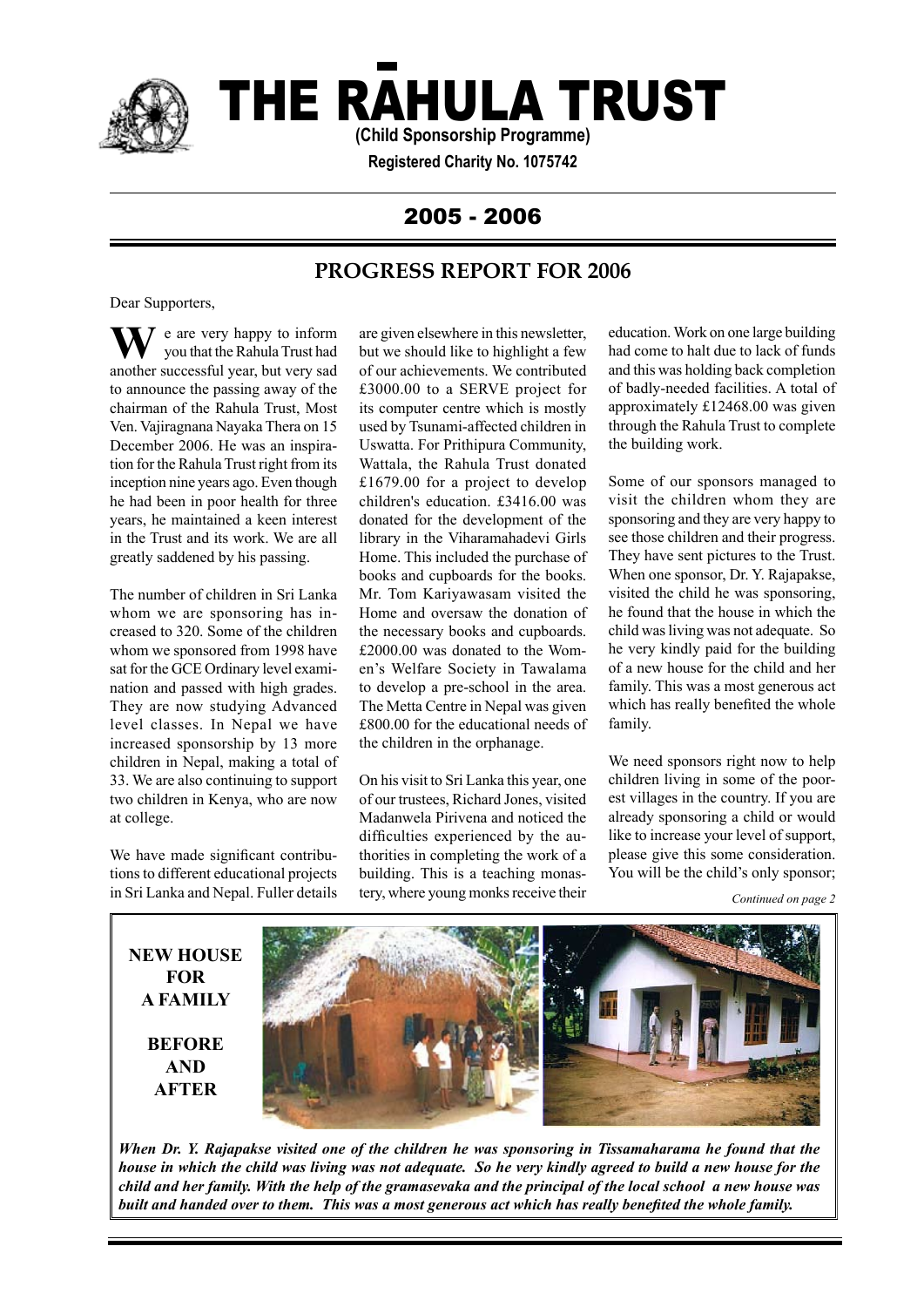# THE RĀHULA TRUST

**(Child Sponsorship Programme)**

**Registered Charity No. 1075742**

## 2005 - 2006

## PROGRESS REPORT FOR 2006

Dear Supporters,

We are very happy to inform you that the Rahula Trust had another successful year, but very sad to announce the passing away of the chairman of the Rahula Trust, Most Ven. Vajiragnana Nayaka Thera on 15 December 2006. He was an inspiration for the Rahula Trust right from its inception nine years ago. Even though he had been in poor health for three years, he maintained a keen interest in the Trust and its work. We are all greatly saddened by his passing.

The number of children in Sri Lanka whom we are sponsoring has increased to 320. Some of the children whom we sponsored from 1998 have sat for the GCE Ordinary level examination and passed with high grades. They are now studying Advanced level classes. In Nepal we have increased sponsorship by 13 more children in Nepal, making a total of 33. We are also continuing to support two children in Kenya, who are now at college.

We have made significant contributions to different educational projects in Sri Lanka and Nepal. Fuller details are given elsewhere in this newsletter, but we should like to highlight a few of our achievements. We contributed £3000.00 to a SERVE project for its computer centre which is mostly used by Tsunami-affected children in Uswatta. For Prithipura Community, Wattala, the Rahula Trust donated £1679.00 for a project to develop children's education. £3416.00 was donated for the development of the library in the Viharamahadevi Girls Home. This included the purchase of books and cupboards for the books. Mr. Tom Kariyawasam visited the Home and oversaw the donation of the necessary books and cupboards. £2000.00 was donated to the Women's Welfare Society in Tawalama to develop a pre-school in the area. The Metta Centre in Nepal was given £800.00 for the educational needs of the children in the orphanage.

On his visit to Sri Lanka this year, one of our trustees, Richard Jones, visited Madanwela Pirivena and noticed the difficulties experienced by the authorities in completing the work of a building. This is a teaching monastery, where young monks receive their education. Work on one large building had come to halt due to lack of funds and this was holding back completion of badly-needed facilities. A total of approximately £12468.00 was given through the Rahula Trust to complete the building work.

Some of our sponsors managed to visit the children whom they are sponsoring and they are very happy to see those children and their progress. They have sent pictures to the Trust. When one sponsor, Dr. Y. Rajapakse, visited the child he was sponsoring, he found that the house in which the child was living was not adequate. So he very kindly paid for the building of a new house for the child and her family. This was a most generous act which has really benefited the whole family.

We need sponsors right now to help children living in some of the poorest villages in the country. If you are already sponsoring a child or would like to increase your level of support, please give this some consideration. You will be the child's only sponsor;

*Continued on page 2*

**NEW HOUSE FOR A FAMILY**

**BEFORE AND AFTER**

***When Dr. Y. Rajapakse visited one of the children he was sponsoring in Tissamaharama he found that the house in which the child was living was not adequate. So he very kindly agreed to build a new house for the child and her family. With the help of the gramasevaka and the principal of the local school a new house was built and handed over to them. This was a most generous act which has really benefited the whole family.***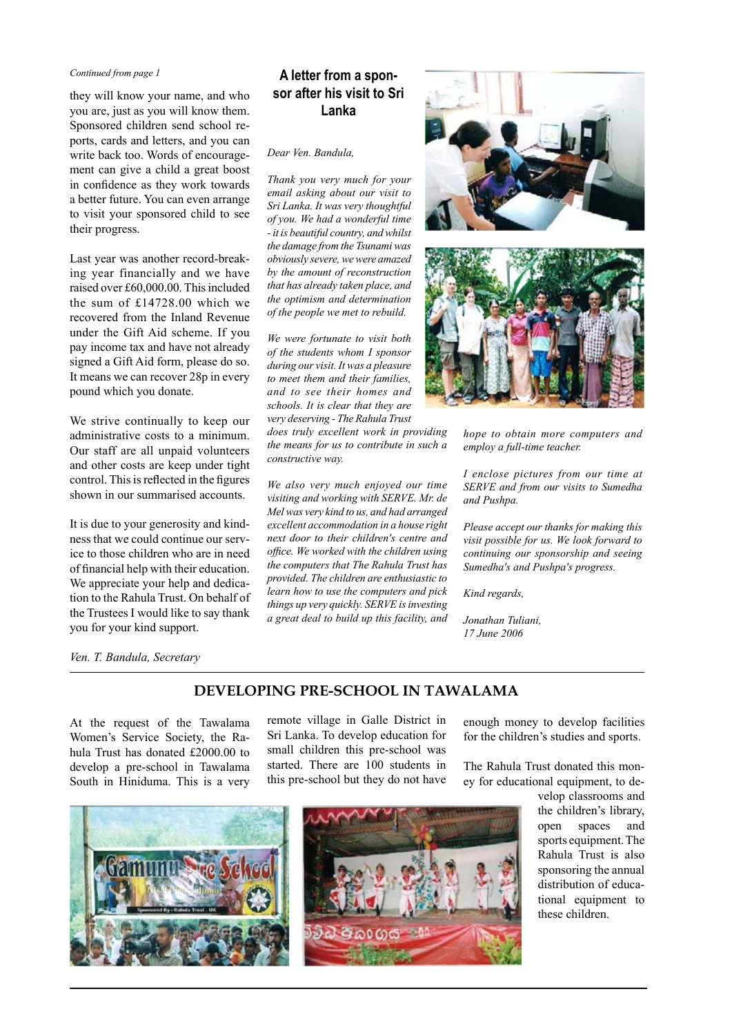*Continued from page 1*

they will know your name, and who you are, just as you will know them. Sponsored children send school reports, cards and letters, and you can write back too. Words of encouragement can give a child a great boost in confidence as they work towards a better future. You can even arrange to visit your sponsored child to see their progress.

Last year was another record-breaking year financially and we have raised over £60,000.00. This included the sum of £14728.00 which we recovered from the Inland Revenue under the Gift Aid scheme. If you pay income tax and have not already signed a Gift Aid form, please do so. It means we can recover 28p in every pound which you donate.

We strive continually to keep our administrative costs to a minimum. Our staff are all unpaid volunteers and other costs are keep under tight control. This is reflected in the figures shown in our summarised accounts.

It is due to your generosity and kindness that we could continue our service to those children who are in need of financial help with their education. We appreciate your help and dedication to the Rahula Trust. On behalf of the Trustees I would like to say thank you for your kind support.

*Ven. T. Bandula, Secretary*

## A letter from a sponsor after his visit to Sri Lanka

*Dear Ven. Bandula,*

*Thank you very much for your email asking about our visit to Sri Lanka. It was very thoughtful of you. We had a wonderful time - it is beautiful country, and whilst the damage from the Tsunami was obviously severe, we were amazed by the amount of reconstruction that has already taken place, and the optimism and determination of the people we met to rebuild.*

*We were fortunate to visit both of the students whom I sponsor during our visit. It was a pleasure to meet them and their families, and to see their homes and schools. It is clear that they are very deserving - The Rahula Trust does truly excellent work in providing the means for us to contribute in such a constructive way.*

*We also very much enjoyed our time visiting and working with SERVE. Mr. de Mel was very kind to us, and had arranged excellent accommodation in a house right next door to their children's centre and office. We worked with the children using the computers that The Rahula Trust has provided. The children are enthusiastic to learn how to use the computers and pick things up very quickly. SERVE is investing a great deal to build up this facility, and hope to obtain more computers and employ a full-time teacher.*

*I enclose pictures from our time at SERVE and from our visits to Sumedha and Pushpa.*

*Please accept our thanks for making this visit possible for us. We look forward to continuing our sponsorship and seeing Sumedha's and Pushpa's progress.*

*Kind regards,*

*Jonathan Tuliani,*
*17 June 2006*

## DEVELOPING PRE-SCHOOL IN TAWALAMA

At the request of the Tawalama Women's Service Society, the Rahula Trust has donated £2000.00 to develop a pre-school in Tawalama South in Hiniduma. This is a very remote village in Galle District in Sri Lanka. To develop education for small children this pre-school was started. There are 100 students in this pre-school but they do not have enough money to develop facilities for the children's studies and sports.

The Rahula Trust donated this money for educational equipment, to develop classrooms and the children's library, open spaces and sports equipment. The Rahula Trust is also sponsoring the annual distribution of educational equipment to these children.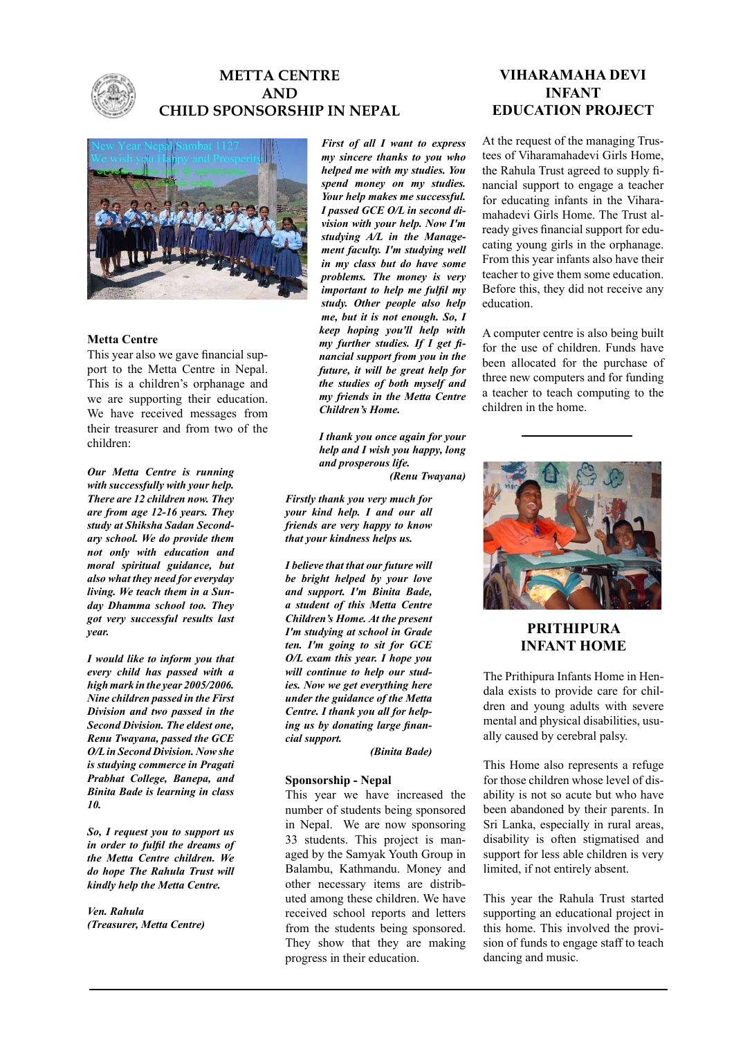# METTA CENTRE AND CHILD SPONSORSHIP IN NEPAL

### Metta Centre

This year also we gave financial support to the Metta Centre in Nepal. This is a children's orphanage and we are supporting their education. We have received messages from their treasurer and from two of the children:

***Our Metta Centre is running with successfully with your help. There are 12 children now. They are from age 12-16 years. They study at Shiksha Sadan Secondary school. We do provide them not only with education and moral spiritual guidance, but also what they need for everyday living. We teach them in a Sunday Dhamma school too. They got very successful results last year.***

***I would like to inform you that every child has passed with a high mark in the year 2005/2006. Nine children passed in the First Division and two passed in the Second Division. The eldest one, Renu Twayana, passed the GCE O/L in Second Division. Now she is studying commerce in Pragati Prabhat College, Banepa, and Binita Bade is learning in class 10.***

***So, I request you to support us in order to fulfil the dreams of the Metta Centre children. We do hope The Rahula Trust will kindly help the Metta Centre.***

***Ven. Rahula***
***(Treasurer, Metta Centre)***

***First of all I want to express my sincere thanks to you who helped me with my studies. You spend money on my studies. Your help makes me successful. I passed GCE O/L in second division with your help. Now I'm studying A/L in the Management faculty. I'm studying well in my class but do have some problems. The money is very important to help me fulfil my study. Other people also help me, but it is not enough. So, I keep hoping you'll help with my further studies. If I get financial support from you in the future, it will be great help for the studies of both myself and my friends in the Metta Centre Children's Home.***

***I thank you once again for your help and I wish you happy, long and prosperous life.***

***(Renu Twayana)***

***Firstly thank you very much for your kind help. I and our all friends are very happy to know that your kindness helps us.***

***I believe that that our future will be bright helped by your love and support. I'm Binita Bade, a student of this Metta Centre Children's Home. At the present I'm studying at school in Grade ten. I'm going to sit for GCE O/L exam this year. I hope you will continue to help our studies. Now we get everything here under the guidance of the Metta Centre. I thank you all for helping us by donating large financial support.***

***(Binita Bade)***

### Sponsorship - Nepal

This year we have increased the number of students being sponsored in Nepal. We are now sponsoring 33 students. This project is managed by the Samyak Youth Group in Balambu, Kathmandu. Money and other necessary items are distributed among these children. We have received school reports and letters from the students being sponsored. They show that they are making progress in their education.

# VIHARAMAHA DEVI INFANT EDUCATION PROJECT

At the request of the managing Trustees of Viharamahadevi Girls Home, the Rahula Trust agreed to supply financial support to engage a teacher for educating infants in the Viharamahadevi Girls Home. The Trust already gives financial support for educating young girls in the orphanage. From this year infants also have their teacher to give them some education. Before this, they did not receive any education.

A computer centre is also being built for the use of children. Funds have been allocated for the purchase of three new computers and for funding a teacher to teach computing to the children in the home.

# PRITHIPURA INFANT HOME

The Prithipura Infants Home in Hendala exists to provide care for children and young adults with severe mental and physical disabilities, usually caused by cerebral palsy.

This Home also represents a refuge for those children whose level of disability is not so acute but who have been abandoned by their parents. In Sri Lanka, especially in rural areas, disability is often stigmatised and support for less able children is very limited, if not entirely absent.

This year the Rahula Trust started supporting an educational project in this home. This involved the provision of funds to engage staff to teach dancing and music.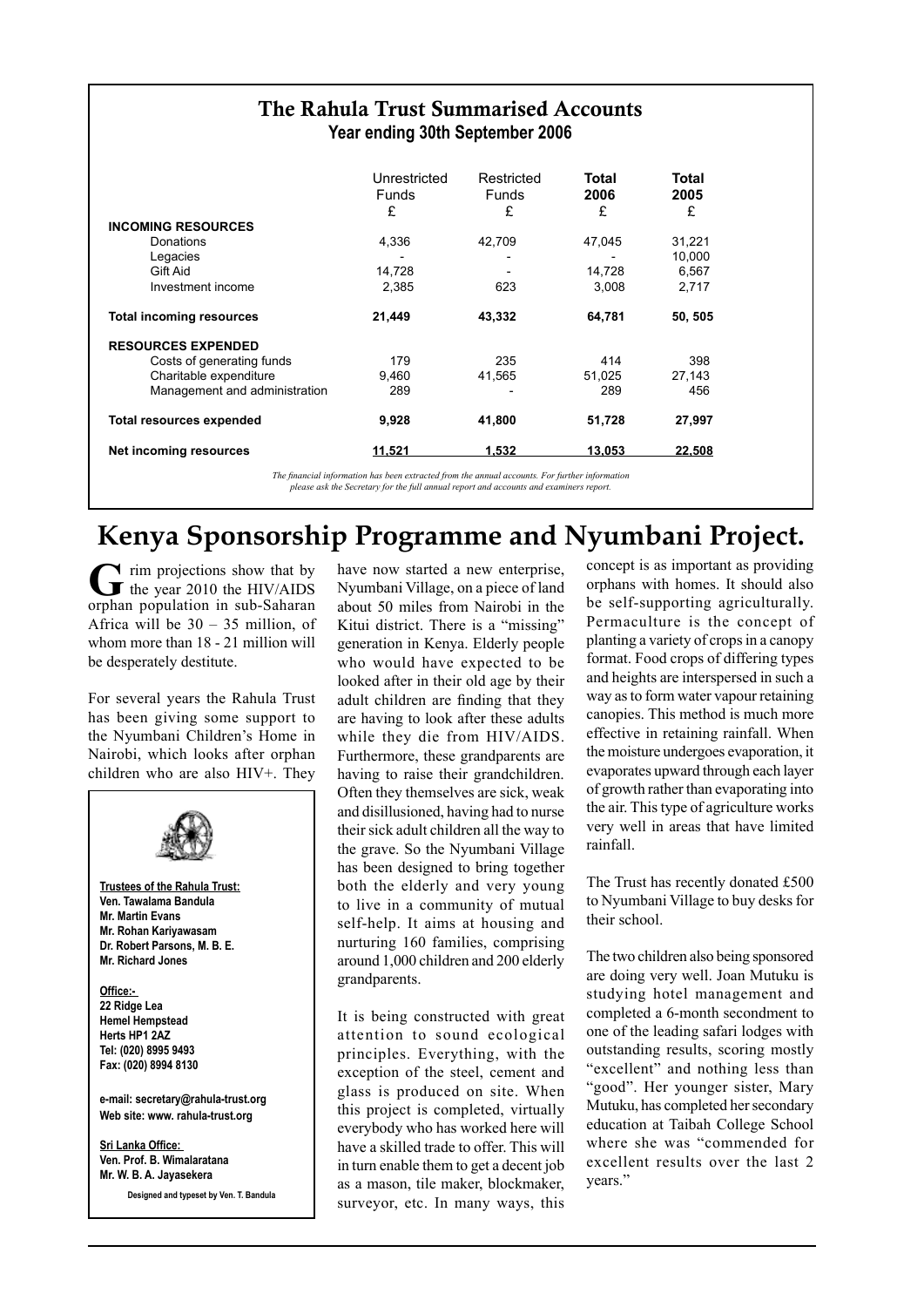## The Rahula Trust Summarised Accounts

**Year ending 30th September 2006**

| | Unrestricted Funds £ | Restricted Funds £ | **Total 2006 £** | **Total 2005 £** |
|---|---|---|---|---|
| **INCOMING RESOURCES** | | | | |
| Donations | 4,336 | 42,709 | 47,045 | 31,221 |
| Legacies | - | - | - | 10,000 |
| Gift Aid | 14,728 | - | 14,728 | 6,567 |
| Investment income | 2,385 | 623 | 3,008 | 2,717 |
| **Total incoming resources** | **21,449** | **43,332** | **64,781** | **50, 505** |
| **RESOURCES EXPENDED** | | | | |
| Costs of generating funds | 179 | 235 | 414 | 398 |
| Charitable expenditure | 9,460 | 41,565 | 51,025 | 27,143 |
| Management and administration | 289 | - | 289 | 456 |
| **Total resources expended** | **9,928** | **41,800** | **51,728** | **27,997** |
| **Net incoming resources** | **11,521** | **1,532** | **13,053** | **22,508** |

*The financial information has been extracted from the annual accounts. For further information please ask the Secretary for the full annual report and accounts and examiners report.*

# Kenya Sponsorship Programme and Nyumbani Project.

Grim projections show that by the year 2010 the HIV/AIDS orphan population in sub-Saharan Africa will be 30 – 35 million, of whom more than 18 - 21 million will be desperately destitute.

For several years the Rahula Trust has been giving some support to the Nyumbani Children's Home in Nairobi, which looks after orphan children who are also HIV+. They have now started a new enterprise, Nyumbani Village, on a piece of land about 50 miles from Nairobi in the Kitui district. There is a "missing" generation in Kenya. Elderly people who would have expected to be looked after in their old age by their adult children are finding that they are having to look after these adults while they die from HIV/AIDS. Furthermore, these grandparents are having to raise their grandchildren. Often they themselves are sick, weak and disillusioned, having had to nurse their sick adult children all the way to the grave. So the Nyumbani Village has been designed to bring together both the elderly and very young to live in a community of mutual self-help. It aims at housing and nurturing 160 families, comprising around 1,000 children and 200 elderly grandparents.

It is being constructed with great attention to sound ecological principles. Everything, with the exception of the steel, cement and glass is produced on site. When this project is completed, virtually everybody who has worked here will have a skilled trade to offer. This will in turn enable them to get a decent job as a mason, tile maker, blockmaker, surveyor, etc. In many ways, this concept is as important as providing orphans with homes. It should also be self-supporting agriculturally. Permaculture is the concept of planting a variety of crops in a canopy format. Food crops of differing types and heights are interspersed in such a way as to form water vapour retaining canopies. This method is much more effective in retaining rainfall. When the moisture undergoes evaporation, it evaporates upward through each layer of growth rather than evaporating into the air. This type of agriculture works very well in areas that have limited rainfall.

The Trust has recently donated £500 to Nyumbani Village to buy desks for their school.

The two children also being sponsored are doing very well. Joan Mutuku is studying hotel management and completed a 6-month secondment to one of the leading safari lodges with outstanding results, scoring mostly "excellent" and nothing less than "good". Her younger sister, Mary Mutuku, has completed her secondary education at Taibah College School where she was "commended for excellent results over the last 2 years."

**Trustees of the Rahula Trust:**
**Ven. Tawalama Bandula**
**Mr. Martin Evans**
**Mr. Rohan Kariyawasam**
**Dr. Robert Parsons, M. B. E.**
**Mr. Richard Jones**

**Office:-**
**22 Ridge Lea**
**Hemel Hempstead**
**Herts HP1 2AZ**
**Tel: (020) 8995 9493**
**Fax: (020) 8994 8130**

**e-mail: secretary@rahula-trust.org**
**Web site: www. rahula-trust.org**

**Sri Lanka Office:**
**Ven. Prof. B. Wimalaratana**
**Mr. W. B. A. Jayasekera**

**Designed and typeset by Ven. T. Bandula**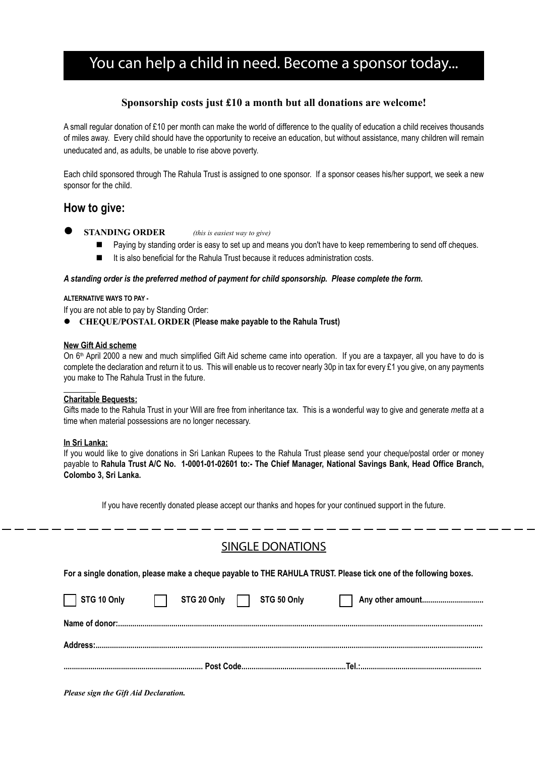# You can help a child in need. Become a sponsor today...

**Sponsorship costs just £10 a month but all donations are welcome!**

A small regular donation of £10 per month can make the world of difference to the quality of education a child receives thousands of miles away. Every child should have the opportunity to receive an education, but without assistance, many children will remain uneducated and, as adults, be unable to rise above poverty.

Each child sponsored through The Rahula Trust is assigned to one sponsor. If a sponsor ceases his/her support, we seek a new sponsor for the child.

## How to give:

- **STANDING ORDER** *(this is easiest way to give)*
  - Paying by standing order is easy to set up and means you don't have to keep remembering to send off cheques.
  - It is also beneficial for the Rahula Trust because it reduces administration costs.

***A standing order is the preferred method of payment for child sponsorship. Please complete the form.***

**ALTERNATIVE WAYS TO PAY -**

If you are not able to pay by Standing Order:

- **CHEQUE/POSTAL ORDER (Please make payable to the Rahula Trust)**

**New Gift Aid scheme**

On 6th April 2000 a new and much simplified Gift Aid scheme came into operation. If you are a taxpayer, all you have to do is complete the declaration and return it to us. This will enable us to recover nearly 30p in tax for every £1 you give, on any payments you make to The Rahula Trust in the future.

**Charitable Bequests:**

Gifts made to the Rahula Trust in your Will are free from inheritance tax. This is a wonderful way to give and generate *metta* at a time when material possessions are no longer necessary.

**In Sri Lanka:**

If you would like to give donations in Sri Lankan Rupees to the Rahula Trust please send your cheque/postal order or money payable to **Rahula Trust A/C No. 1-0001-01-02601 to:- The Chief Manager, National Savings Bank, Head Office Branch, Colombo 3, Sri Lanka.**

If you have recently donated please accept our thanks and hopes for your continued support in the future.

---

## SINGLE DONATIONS

**For a single donation, please make a cheque payable to THE RAHULA TRUST. Please tick one of the following boxes.**

☐ **STG 10 Only** ☐ **STG 20 Only** ☐ **STG 50 Only** ☐ **Any other amount..............................**

**Name of donor:...............................................................................................................................................................**

**Address:...........................................................................................................................................................................**

**.................................................................... Post Code....................................................Tel.:...........................................................**

***Please sign the Gift Aid Declaration.***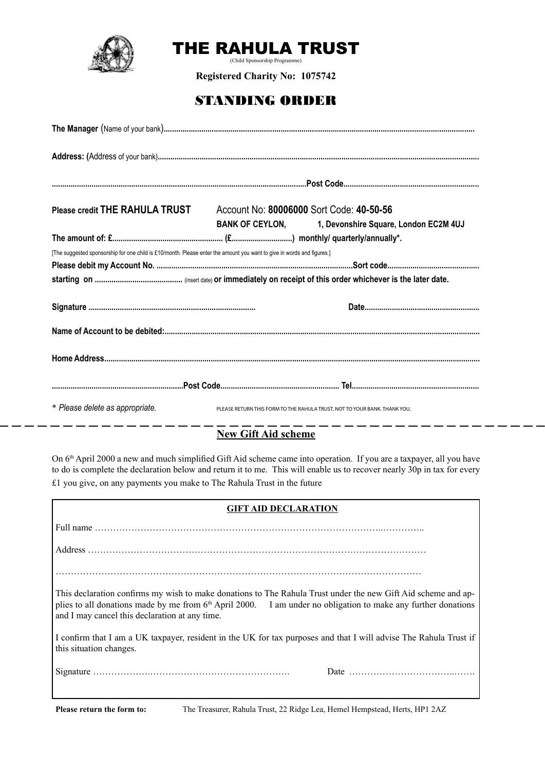# THE RAHULA TRUST

(Child Sponsorship Programme)

**Registered Charity No: 1075742**

## STANDING ORDER

**The Manager** (Name of your bank)..................................................................................................................................................

**Address: (**Address of your bank)..........................................................................................................................................................

..........................................................................................................................**Post Code**.................................................................

**Please credit THE RAHULA TRUST** Account No: **80006000** Sort Code: **40-50-56**

**BANK OF CEYLON, 1, Devonshire Square, London EC2M 4UJ**

**The amount of: £**.................................................... (**£**............................) **monthly/ quarterly/annually\*.**

[The suggested sponsorship for one child is £10/month. Please enter the amount you want to give in words and figures.]

**Please debit my Account No.** ..............................................................................................**Sort code**...........................................

**starting on** .......................................... (insert date) **or immediately on receipt of this order whichever is the later date.**

**Signature** ............................................................................... **Date**......................................................

**Name of Account to be debited:**......................................................................................................................................................

**Home Address**.....................................................................................................................................................................................

..............................................................**Post Code**......................................................... **Tel**............................................................

*\* Please delete as appropriate.* PLEASE RETURN THIS FORM TO THE RAHULA TRUST, NOT TO YOUR BANK. THANK YOU.

---

## New Gift Aid scheme

On 6th April 2000 a new and much simplified Gift Aid scheme came into operation. If you are a taxpayer, all you have to do is complete the declaration below and return it to me. This will enable us to recover nearly 30p in tax for every £1 you give, on any payments you make to The Rahula Trust in the future

### GIFT AID DECLARATION

Full name ……………………………………………………………………………………..…………..

Address …………………………………………………………………………………………………

…………………………………………………………………………………………………………

This declaration confirms my wish to make donations to The Rahula Trust under the new Gift Aid scheme and applies to all donations made by me from 6th April 2000. I am under no obligation to make any further donations and I may cancel this declaration at any time.

I confirm that I am a UK taxpayer, resident in the UK for tax purposes and that I will advise The Rahula Trust if this situation changes.

Signature ……………….………………………………………. Date ……………………………..…….

**Please return the form to:** The Treasurer, Rahula Trust, 22 Ridge Lea, Hemel Hempstead, Herts, HP1 2AZ